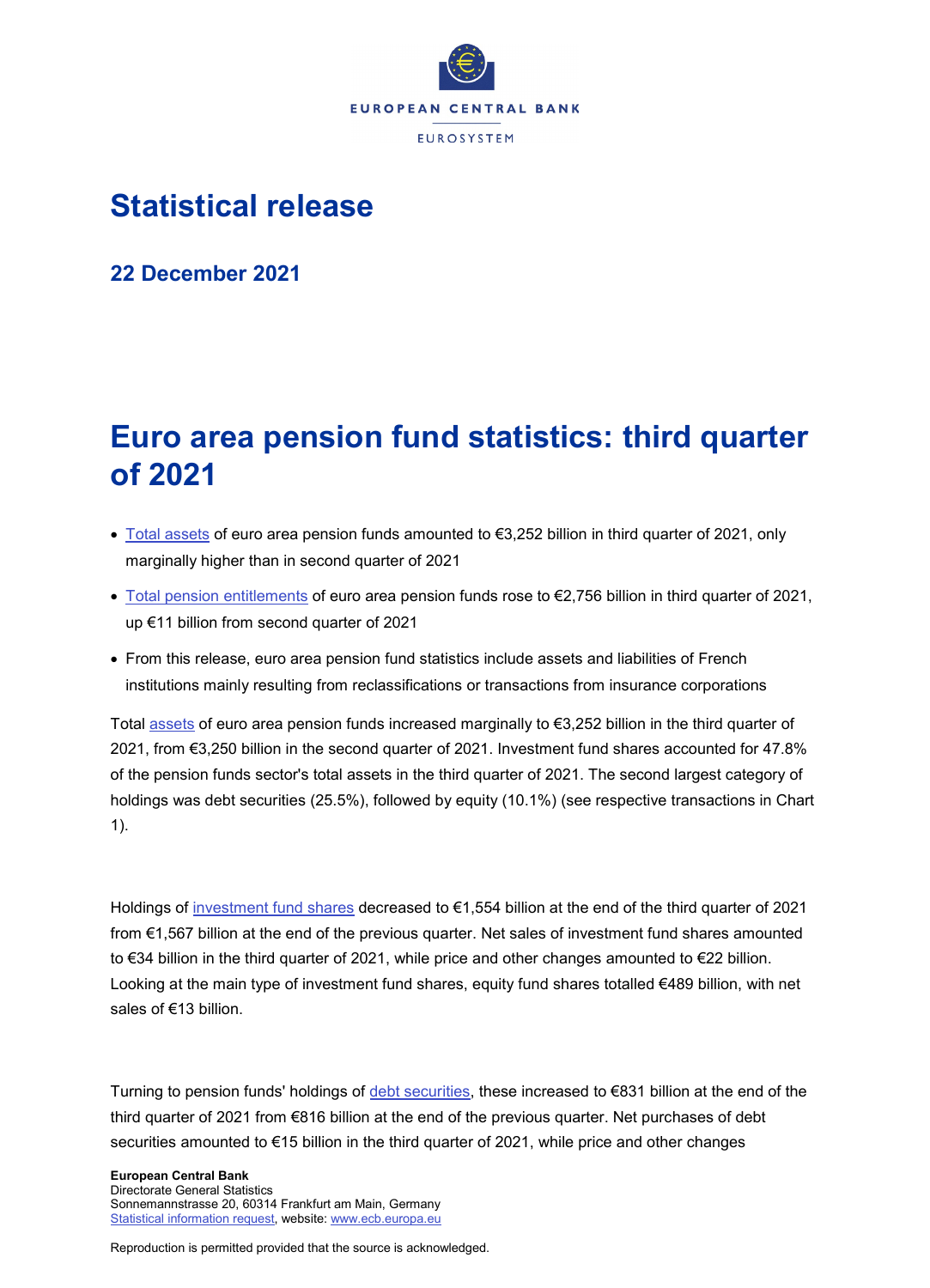# Statistical release

## 22 December 2021

# Euro area pension fund statistics: third quarter of 2021

- Total assets of euro area pension funds amounted to €3,252 billion in third quarter of 2021, only marginally higher than in second quarter of 2021
- Total pension entitlements of euro area pension funds rose to €2,756 billion in third quarter of 2021, up €11 billion from second quarter of 2021
- From this release, euro area pension fund statistics include assets and liabilities of French institutions mainly resulting from reclassifications or transactions from insurance corporations

Total assets of euro area pension funds increased marginally to €3,252 billion in the third quarter of 2021, from €3,250 billion in the second quarter of 2021. Investment fund shares accounted for 47.8% of the pension funds sector's total assets in the third quarter of 2021. The second largest category of holdings was debt securities (25.5%), followed by equity (10.1%) (see respective transactions in Chart 1).

Holdings of investment fund shares decreased to €1,554 billion at the end of the third quarter of 2021 from €1,567 billion at the end of the previous quarter. Net sales of investment fund shares amounted to €34 billion in the third quarter of 2021, while price and other changes amounted to €22 billion. Looking at the main type of investment fund shares, equity fund shares totalled €489 billion, with net sales of €13 billion.

Turning to pension funds' holdings of debt securities, these increased to €831 billion at the end of the third quarter of 2021 from €816 billion at the end of the previous quarter. Net purchases of debt securities amounted to €15 billion in the third quarter of 2021, while price and other changes

**European Central Bank**
Directorate General Statistics
Sonnemannstrasse 20, 60314 Frankfurt am Main, Germany
Statistical information request, website: www.ecb.europa.eu

Reproduction is permitted provided that the source is acknowledged.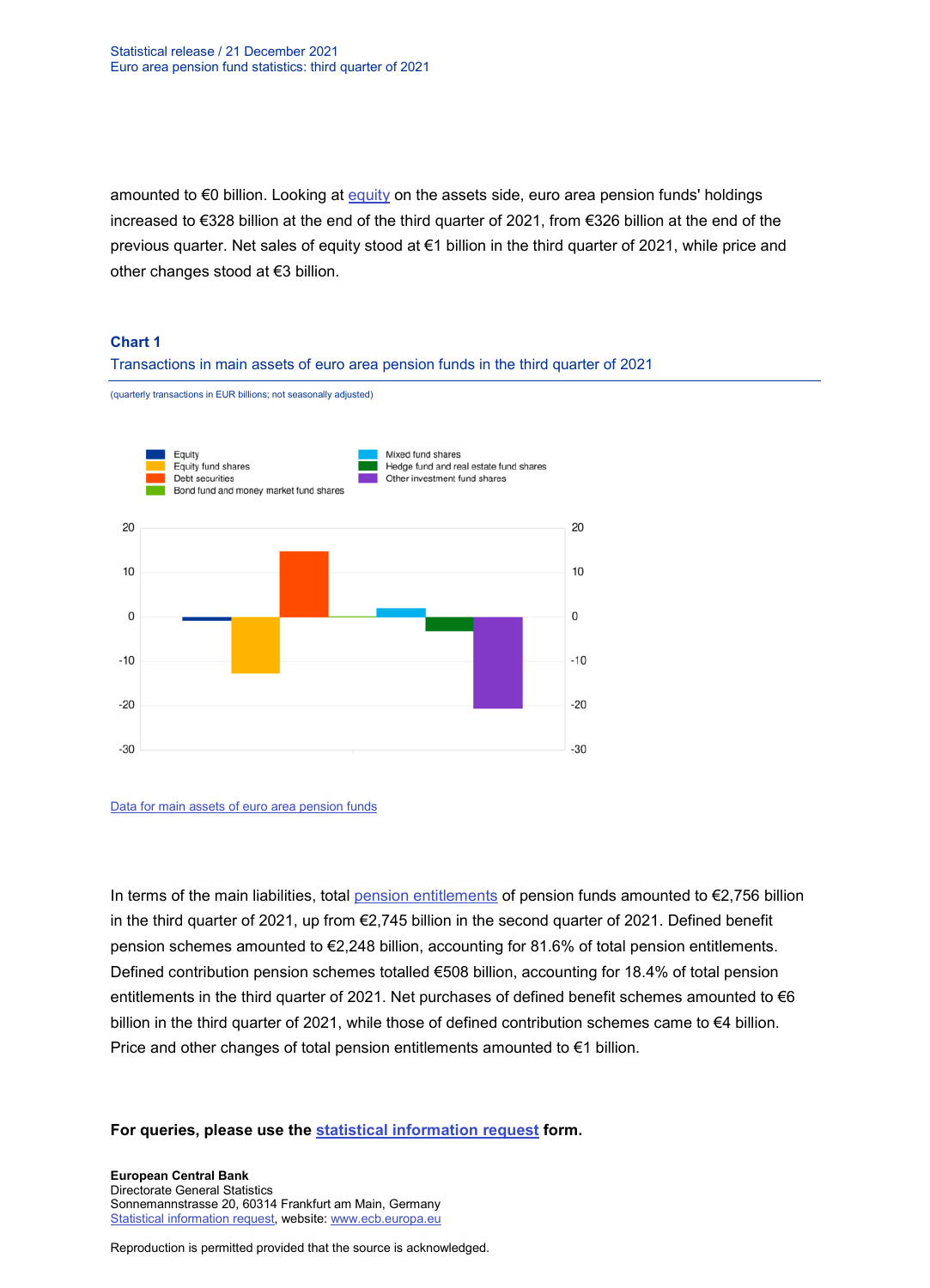amounted to €0 billion. Looking at equity on the assets side, euro area pension funds' holdings increased to €328 billion at the end of the third quarter of 2021, from €326 billion at the end of the previous quarter. Net sales of equity stood at €1 billion in the third quarter of 2021, while price and other changes stood at €3 billion.

**Chart 1**

Transactions in main assets of euro area pension funds in the third quarter of 2021

(quarterly transactions in EUR billions; not seasonally adjusted)

Data for main assets of euro area pension funds

In terms of the main liabilities, total pension entitlements of pension funds amounted to €2,756 billion in the third quarter of 2021, up from €2,745 billion in the second quarter of 2021. Defined benefit pension schemes amounted to €2,248 billion, accounting for 81.6% of total pension entitlements. Defined contribution pension schemes totalled €508 billion, accounting for 18.4% of total pension entitlements in the third quarter of 2021. Net purchases of defined benefit schemes amounted to €6 billion in the third quarter of 2021, while those of defined contribution schemes came to €4 billion. Price and other changes of total pension entitlements amounted to €1 billion.

**For queries, please use the statistical information request form.**

**European Central Bank**
Directorate General Statistics
Sonnemannstrasse 20, 60314 Frankfurt am Main, Germany
Statistical information request, website: www.ecb.europa.eu

Reproduction is permitted provided that the source is acknowledged.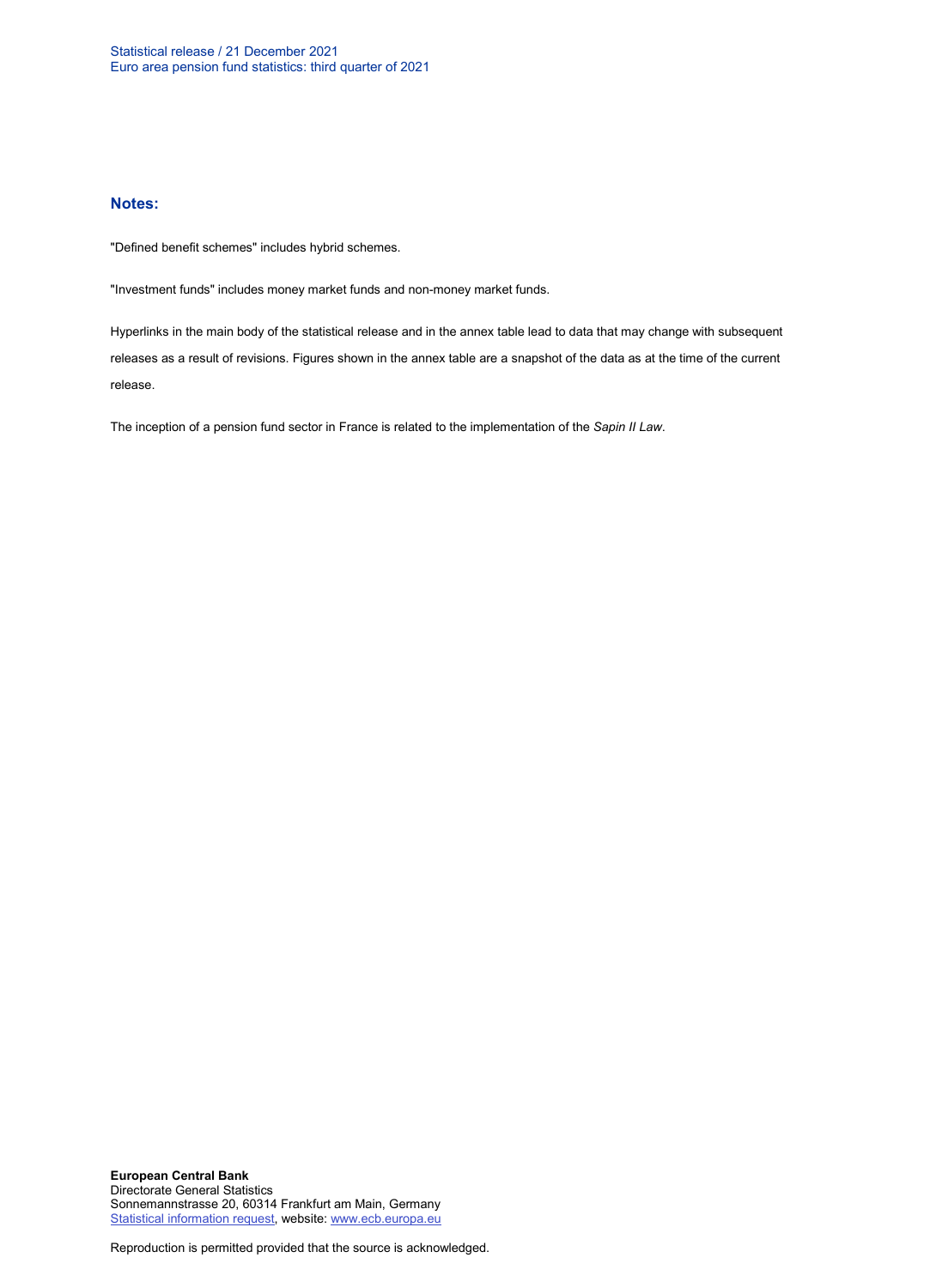## Notes:

"Defined benefit schemes" includes hybrid schemes.

"Investment funds" includes money market funds and non-money market funds.

Hyperlinks in the main body of the statistical release and in the annex table lead to data that may change with subsequent releases as a result of revisions. Figures shown in the annex table are a snapshot of the data as at the time of the current release.

The inception of a pension fund sector in France is related to the implementation of the *Sapin II Law*.

**European Central Bank**
Directorate General Statistics
Sonnemannstrasse 20, 60314 Frankfurt am Main, Germany
Statistical information request, website: www.ecb.europa.eu

Reproduction is permitted provided that the source is acknowledged.